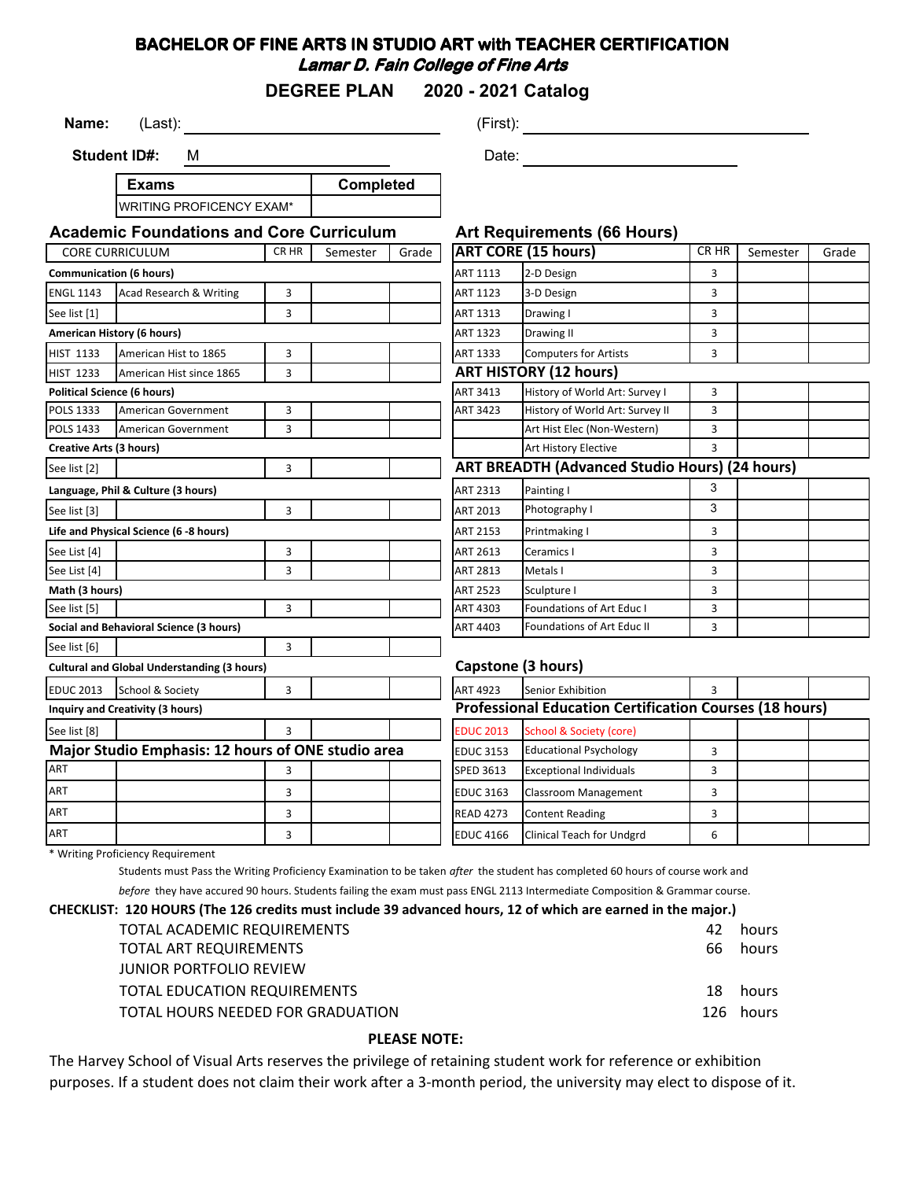# BACHELOR OF FINE ARTS IN STUDIO ART with TEACHER CERTIFICATION

## *Lamar D. Fain College of Fine Arts*

## DEGREE PLAN 2020 - 2021 Catalog

**Name:** (Last): ____________________ (First): ____________________

**Student ID#:** M ____________________ Date: ____________________

| Exams | Completed |
|---|---|
| WRITING PROFICENCY EXAM* | |

### Academic Foundations and Core Curriculum

| CORE CURRICULUM | | CR HR | Semester | Grade |
|---|---|---|---|---|
| **Communication (6 hours)** | | | | |
| ENGL 1143 | Acad Research & Writing | 3 | | |
| See list [1] | | 3 | | |
| **American History (6 hours)** | | | | |
| HIST 1133 | American Hist to 1865 | 3 | | |
| HIST 1233 | American Hist since 1865 | 3 | | |
| **Political Science (6 hours)** | | | | |
| POLS 1333 | American Government | 3 | | |
| POLS 1433 | American Government | 3 | | |
| **Creative Arts (3 hours)** | | | | |
| See list [2] | | 3 | | |
| **Language, Phil & Culture (3 hours)** | | | | |
| See list [3] | | 3 | | |
| **Life and Physical Science (6 -8 hours)** | | | | |
| See List [4] | | 3 | | |
| See List [4] | | 3 | | |
| **Math (3 hours)** | | | | |
| See list [5] | | 3 | | |
| **Social and Behavioral Science (3 hours)** | | | | |
| See list [6] | | 3 | | |
| **Cultural and Global Understanding (3 hours)** | | | | |
| EDUC 2013 | School & Society | 3 | | |
| **Inquiry and Creativity (3 hours)** | | | | |
| See list [8] | | 3 | | |

### Major Studio Emphasis: 12 hours of ONE studio area

| | | CR HR | Semester | Grade |
|---|---|---|---|---|
| ART | | 3 | | |
| ART | | 3 | | |
| ART | | 3 | | |
| ART | | 3 | | |

### Art Requirements (66 Hours)

| ART CORE (15 hours) | | CR HR | Semester | Grade |
|---|---|---|---|---|
| ART 1113 | 2-D Design | 3 | | |
| ART 1123 | 3-D Design | 3 | | |
| ART 1313 | Drawing I | 3 | | |
| ART 1323 | Drawing II | 3 | | |
| ART 1333 | Computers for Artists | 3 | | |
| **ART HISTORY (12 hours)** | | | | |
| ART 3413 | History of World Art: Survey I | 3 | | |
| ART 3423 | History of World Art: Survey II | 3 | | |
| | Art Hist Elec (Non-Western) | 3 | | |
| | Art History Elective | 3 | | |
| **ART BREADTH (Advanced Studio Hours) (24 hours)** | | | | |
| ART 2313 | Painting I | 3 | | |
| ART 2013 | Photography I | 3 | | |
| ART 2153 | Printmaking I | 3 | | |
| ART 2613 | Ceramics I | 3 | | |
| ART 2813 | Metals I | 3 | | |
| ART 2523 | Sculpture I | 3 | | |
| ART 4303 | Foundations of Art Educ I | 3 | | |
| ART 4403 | Foundations of Art Educ II | 3 | | |

### Capstone (3 hours)

| | | CR HR | Semester | Grade |
|---|---|---|---|---|
| ART 4923 | Senior Exhibition | 3 | | |

### Professional Education Certification Courses (18 hours)

| | | CR HR | Semester | Grade |
|---|---|---|---|---|
| EDUC 2013 | School & Society (core) | | | |
| EDUC 3153 | Educational Psychology | 3 | | |
| SPED 3613 | Exceptional Individuals | 3 | | |
| EDUC 3163 | Classroom Management | 3 | | |
| READ 4273 | Content Reading | 3 | | |
| EDUC 4166 | Clinical Teach for Undgrd | 6 | | |

\* Writing Proficiency Requirement

Students must Pass the Writing Proficiency Examination to be taken *after* the student has completed 60 hours of course work and *before* they have accured 90 hours. Students failing the exam must pass ENGL 2113 Intermediate Composition & Grammar course.

**CHECKLIST: 120 HOURS (The 126 credits must include 39 advanced hours, 12 of which are earned in the major.)**

| | | |
|---|---|---|
| TOTAL ACADEMIC REQUIREMENTS | 42 | hours |
| TOTAL ART REQUIREMENTS | 66 | hours |
| JUNIOR PORTFOLIO REVIEW | | |
| TOTAL EDUCATION REQUIREMENTS | 18 | hours |
| TOTAL HOURS NEEDED FOR GRADUATION | 126 | hours |

**PLEASE NOTE:**

The Harvey School of Visual Arts reserves the privilege of retaining student work for reference or exhibition purposes. If a student does not claim their work after a 3-month period, the university may elect to dispose of it.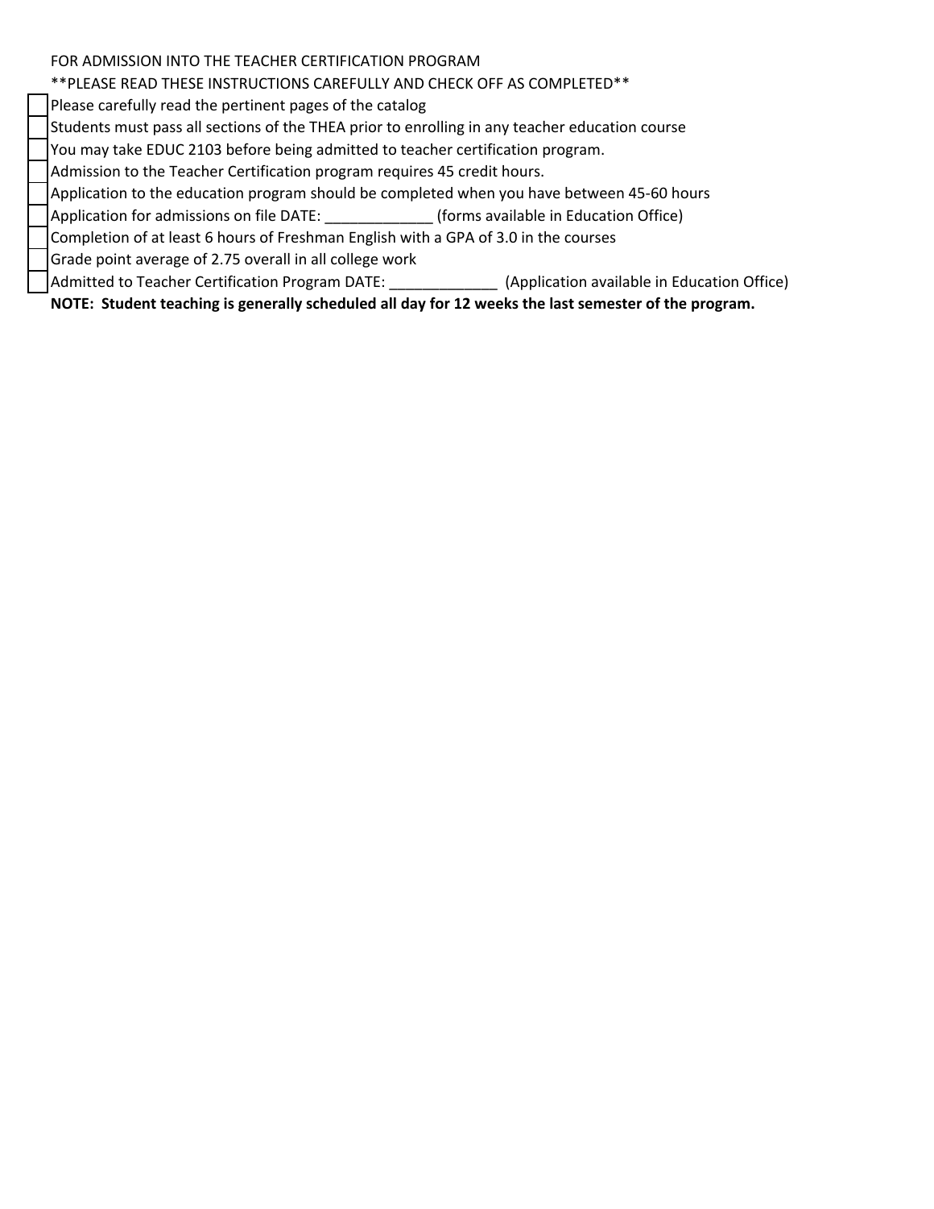FOR ADMISSION INTO THE TEACHER CERTIFICATION PROGRAM

**PLEASE READ THESE INSTRUCTIONS CAREFULLY AND CHECK OFF AS COMPLETED**

- [ ] Please carefully read the pertinent pages of the catalog
- [ ] Students must pass all sections of the THEA prior to enrolling in any teacher education course
- [ ] You may take EDUC 2103 before being admitted to teacher certification program.
- [ ] Admission to the Teacher Certification program requires 45 credit hours.
- [ ] Application to the education program should be completed when you have between 45-60 hours
- [ ] Application for admissions on file DATE: _____________ (forms available in Education Office)
- [ ] Completion of at least 6 hours of Freshman English with a GPA of 3.0 in the courses
- [ ] Grade point average of 2.75 overall in all college work
- [ ] Admitted to Teacher Certification Program DATE: _____________ (Application available in Education Office)

**NOTE: Student teaching is generally scheduled all day for 12 weeks the last semester of the program.**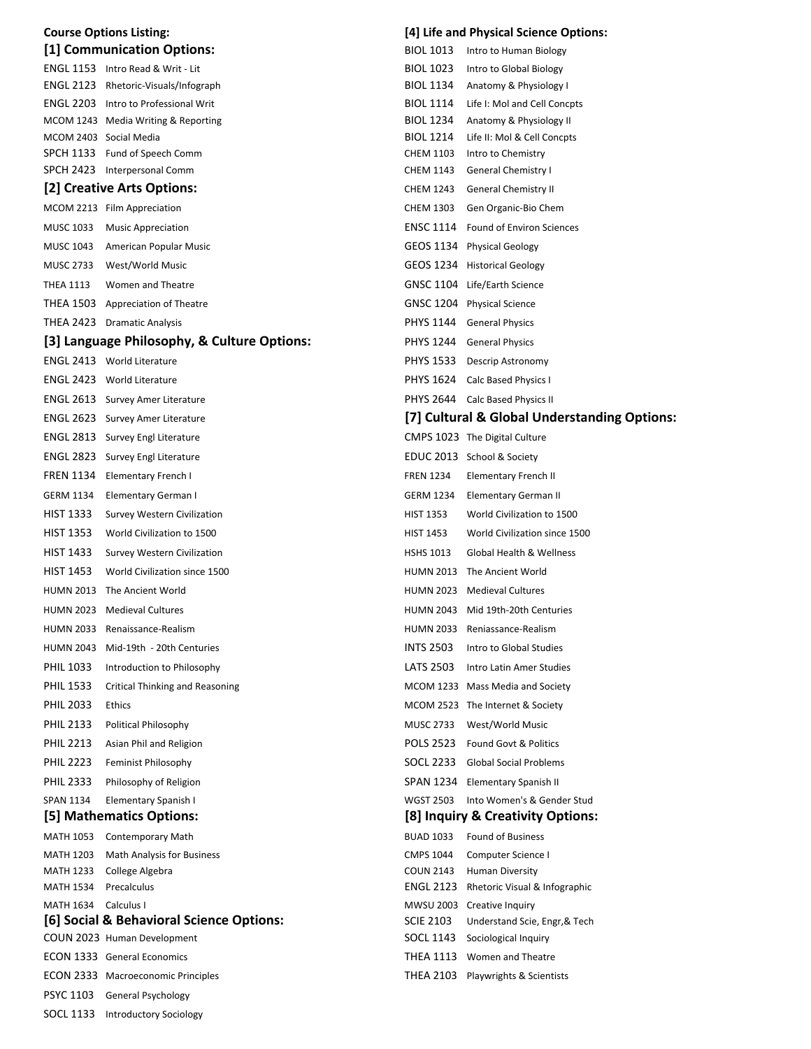**Course Options Listing:**

### [1] Communication Options:

ENGL 1153 Intro Read & Writ - Lit
ENGL 2123 Rhetoric-Visuals/Infograph
ENGL 2203 Intro to Professional Writ
MCOM 1243 Media Writing & Reporting
MCOM 2403 Social Media
SPCH 1133 Fund of Speech Comm
SPCH 2423 Interpersonal Comm

### [2] Creative Arts Options:

MCOM 2213 Film Appreciation
MUSC 1033 Music Appreciation
MUSC 1043 American Popular Music
MUSC 2733 West/World Music
THEA 1113 Women and Theatre
THEA 1503 Appreciation of Theatre
THEA 2423 Dramatic Analysis

### [3] Language Philosophy, & Culture Options:

ENGL 2413 World Literature
ENGL 2423 World Literature
ENGL 2613 Survey Amer Literature
ENGL 2623 Survey Amer Literature
ENGL 2813 Survey Engl Literature
ENGL 2823 Survey Engl Literature
FREN 1134 Elementary French I
GERM 1134 Elementary German I
HIST 1333 Survey Western Civilization
HIST 1353 World Civilization to 1500
HIST 1433 Survey Western Civilization
HIST 1453 World Civilization since 1500
HUMN 2013 The Ancient World
HUMN 2023 Medieval Cultures
HUMN 2033 Renaissance-Realism
HUMN 2043 Mid-19th - 20th Centuries
PHIL 1033 Introduction to Philosophy
PHIL 1533 Critical Thinking and Reasoning
PHIL 2033 Ethics
PHIL 2133 Political Philosophy
PHIL 2213 Asian Phil and Religion
PHIL 2223 Feminist Philosophy
PHIL 2333 Philosophy of Religion
SPAN 1134 Elementary Spanish I

### [5] Mathematics Options:

MATH 1053 Contemporary Math
MATH 1203 Math Analysis for Business
MATH 1233 College Algebra
MATH 1534 Precalculus
MATH 1634 Calculus I

### [6] Social & Behavioral Science Options:

COUN 2023 Human Development
ECON 1333 General Economics
ECON 2333 Macroeconomic Principles
PSYC 1103 General Psychology
SOCL 1133 Introductory Sociology

### [4] Life and Physical Science Options:

BIOL 1013 Intro to Human Biology
BIOL 1023 Intro to Global Biology
BIOL 1134 Anatomy & Physiology I
BIOL 1114 Life I: Mol and Cell Concpts
BIOL 1234 Anatomy & Physiology II
BIOL 1214 Life II: Mol & Cell Concpts
CHEM 1103 Intro to Chemistry
CHEM 1143 General Chemistry I
CHEM 1243 General Chemistry II
CHEM 1303 Gen Organic-Bio Chem
ENSC 1114 Found of Environ Sciences
GEOS 1134 Physical Geology
GEOS 1234 Historical Geology
GNSC 1104 Life/Earth Science
GNSC 1204 Physical Science
PHYS 1144 General Physics
PHYS 1244 General Physics
PHYS 1533 Descrip Astronomy
PHYS 1624 Calc Based Physics I
PHYS 2644 Calc Based Physics II

### [7] Cultural & Global Understanding Options:

CMPS 1023 The Digital Culture
EDUC 2013 School & Society
FREN 1234 Elementary French II
GERM 1234 Elementary German II
HIST 1353 World Civilization to 1500
HIST 1453 World Civilization since 1500
HSHS 1013 Global Health & Wellness
HUMN 2013 The Ancient World
HUMN 2023 Medieval Cultures
HUMN 2043 Mid 19th-20th Centuries
HUMN 2033 Reniassance-Realism
INTS 2503 Intro to Global Studies
LATS 2503 Intro Latin Amer Studies
MCOM 1233 Mass Media and Society
MCOM 2523 The Internet & Society
MUSC 2733 West/World Music
POLS 2523 Found Govt & Politics
SOCL 2233 Global Social Problems
SPAN 1234 Elementary Spanish II
WGST 2503 Into Women's & Gender Stud

### [8] Inquiry & Creativity Options:

BUAD 1033 Found of Business
CMPS 1044 Computer Science I
COUN 2143 Human Diversity
ENGL 2123 Rhetoric Visual & Infographic
MWSU 2003 Creative Inquiry
SCIE 2103 Understand Scie, Engr,& Tech
SOCL 1143 Sociological Inquiry
THEA 1113 Women and Theatre
THEA 2103 Playwrights & Scientists